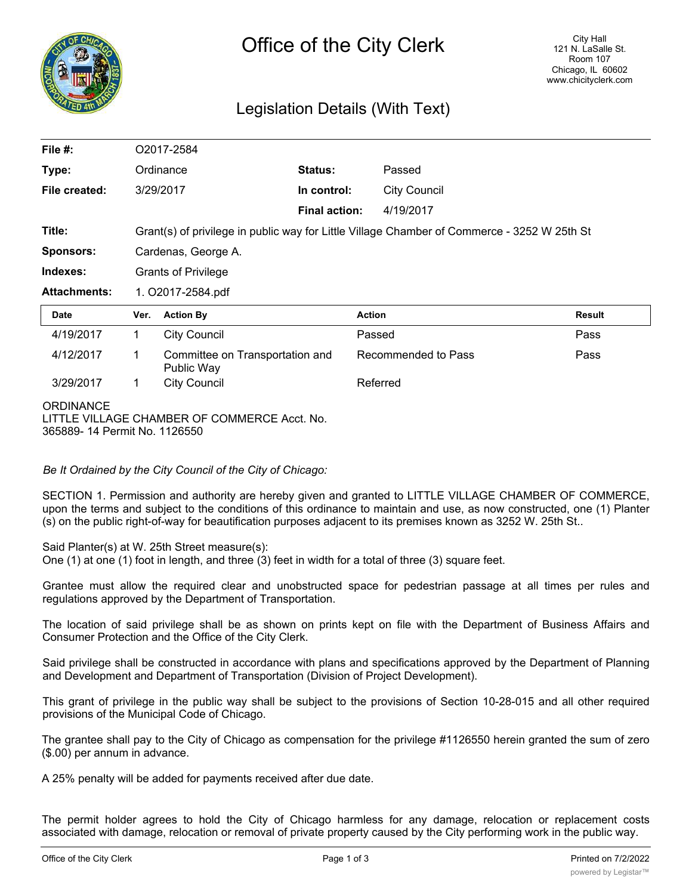# Office of the City Clerk

City Hall
121 N. LaSalle St.
Room 107
Chicago, IL 60602
www.chicityclerk.com

## Legislation Details (With Text)

| | | | |
|---|---|---|---|
| **File #:** | O2017-2584 | | |
| **Type:** | Ordinance | **Status:** | Passed |
| **File created:** | 3/29/2017 | **In control:** | City Council |
| | | **Final action:** | 4/19/2017 |
| **Title:** | Grant(s) of privilege in public way for Little Village Chamber of Commerce - 3252 W 25th St | | |
| **Sponsors:** | Cardenas, George A. | | |
| **Indexes:** | Grants of Privilege | | |
| **Attachments:** | 1. O2017-2584.pdf | | |

| Date | Ver. | Action By | Action | Result |
|---|---|---|---|---|
| 4/19/2017 | 1 | City Council | Passed | Pass |
| 4/12/2017 | 1 | Committee on Transportation and Public Way | Recommended to Pass | Pass |
| 3/29/2017 | 1 | City Council | Referred | |

ORDINANCE
LITTLE VILLAGE CHAMBER OF COMMERCE Acct. No. 365889- 14 Permit No. 1126550

*Be It Ordained by the City Council of the City of Chicago:*

SECTION 1. Permission and authority are hereby given and granted to LITTLE VILLAGE CHAMBER OF COMMERCE, upon the terms and subject to the conditions of this ordinance to maintain and use, as now constructed, one (1) Planter (s) on the public right-of-way for beautification purposes adjacent to its premises known as 3252 W. 25th St..

Said Planter(s) at W. 25th Street measure(s):
One (1) at one (1) foot in length, and three (3) feet in width for a total of three (3) square feet.

Grantee must allow the required clear and unobstructed space for pedestrian passage at all times per rules and regulations approved by the Department of Transportation.

The location of said privilege shall be as shown on prints kept on file with the Department of Business Affairs and Consumer Protection and the Office of the City Clerk.

Said privilege shall be constructed in accordance with plans and specifications approved by the Department of Planning and Development and Department of Transportation (Division of Project Development).

This grant of privilege in the public way shall be subject to the provisions of Section 10-28-015 and all other required provisions of the Municipal Code of Chicago.

The grantee shall pay to the City of Chicago as compensation for the privilege #1126550 herein granted the sum of zero ($.00) per annum in advance.

A 25% penalty will be added for payments received after due date.

The permit holder agrees to hold the City of Chicago harmless for any damage, relocation or replacement costs associated with damage, relocation or removal of private property caused by the City performing work in the public way.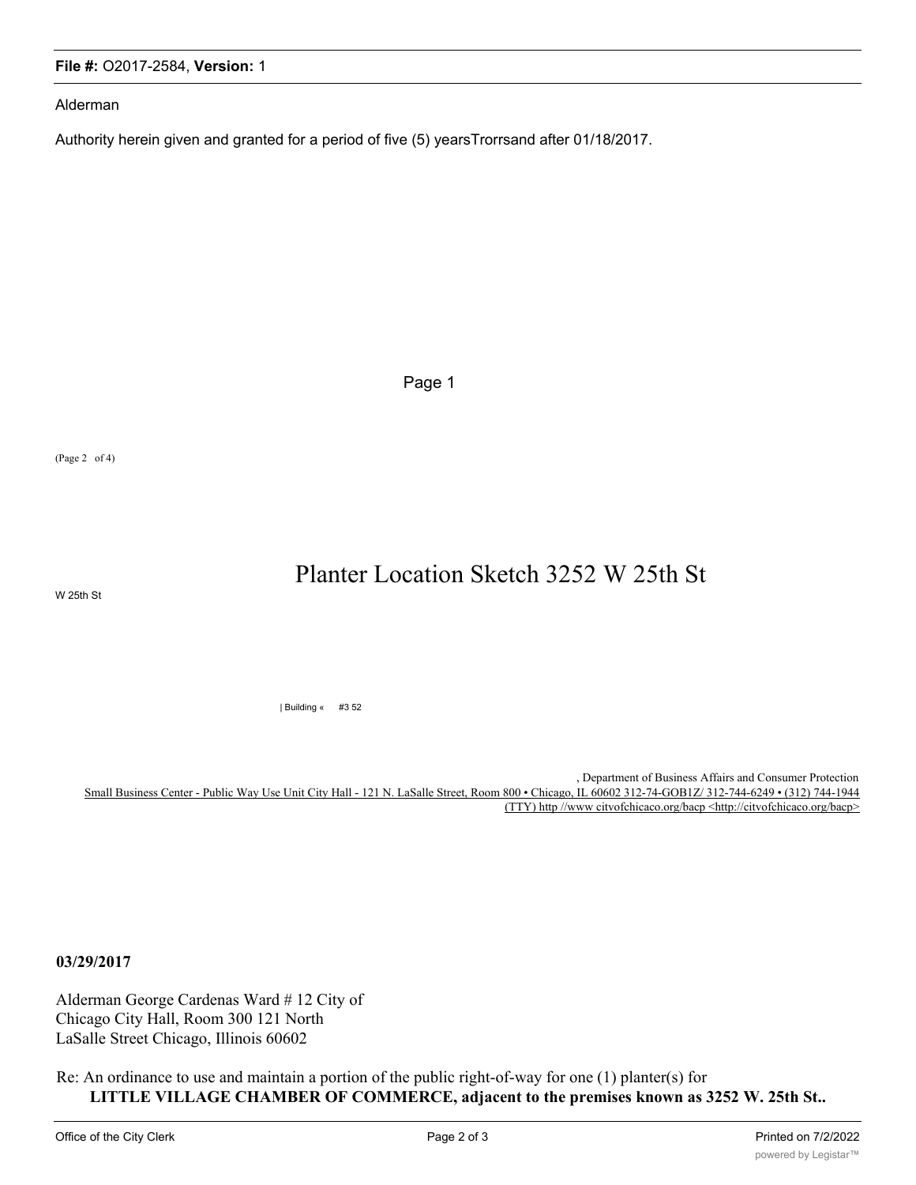**File #:** O2017-2584, **Version:** 1

Alderman

Authority herein given and granted for a period of five (5) yearsTrorrsand after 01/18/2017.

(Page 2 of 4)

W 25th St

# Planter Location Sketch 3252 W 25th St

| Building « #3 52

, Department of Business Affairs and Consumer Protection
Small Business Center - Public Way Use Unit City Hall - 121 N. LaSalle Street, Room 800 • Chicago, IL 60602 312-74-GOB1Z/ 312-744-6249 • (312) 744-1944 (TTY) http //www citvofchicaco.org/bacp <http://citvofchicaco.org/bacp>

**03/29/2017**

Alderman George Cardenas Ward # 12 City of Chicago City Hall, Room 300 121 North LaSalle Street Chicago, Illinois 60602

Re: An ordinance to use and maintain a portion of the public right-of-way for one (1) planter(s) for
**LITTLE VILLAGE CHAMBER OF COMMERCE, adjacent to the premises known as 3252 W. 25th St..**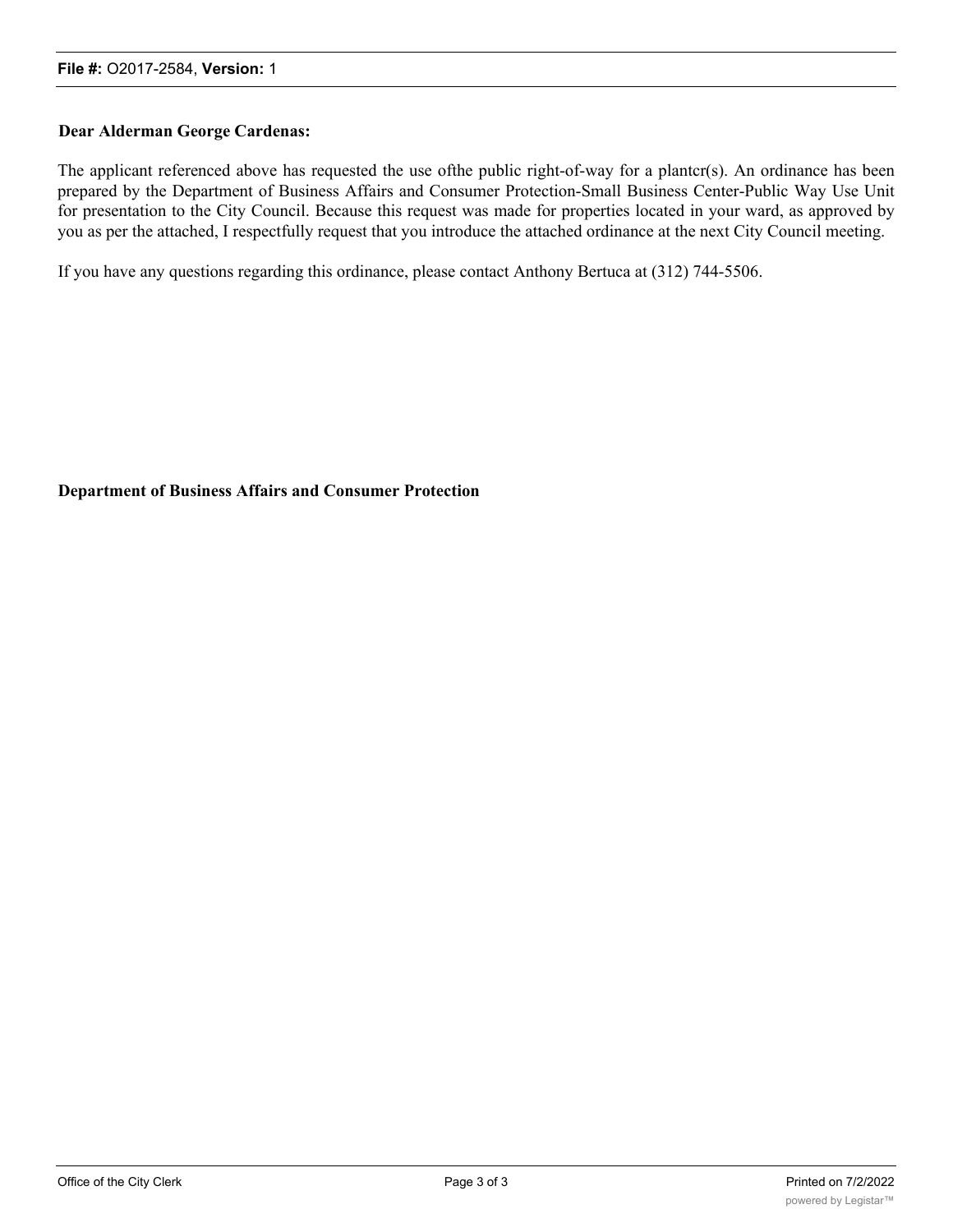**Dear Alderman George Cardenas:**

The applicant referenced above has requested the use ofthe public right-of-way for a plantcr(s). An ordinance has been prepared by the Department of Business Affairs and Consumer Protection-Small Business Center-Public Way Use Unit for presentation to the City Council. Because this request was made for properties located in your ward, as approved by you as per the attached, I respectfully request that you introduce the attached ordinance at the next City Council meeting.

If you have any questions regarding this ordinance, please contact Anthony Bertuca at (312) 744-5506.

**Department of Business Affairs and Consumer Protection**